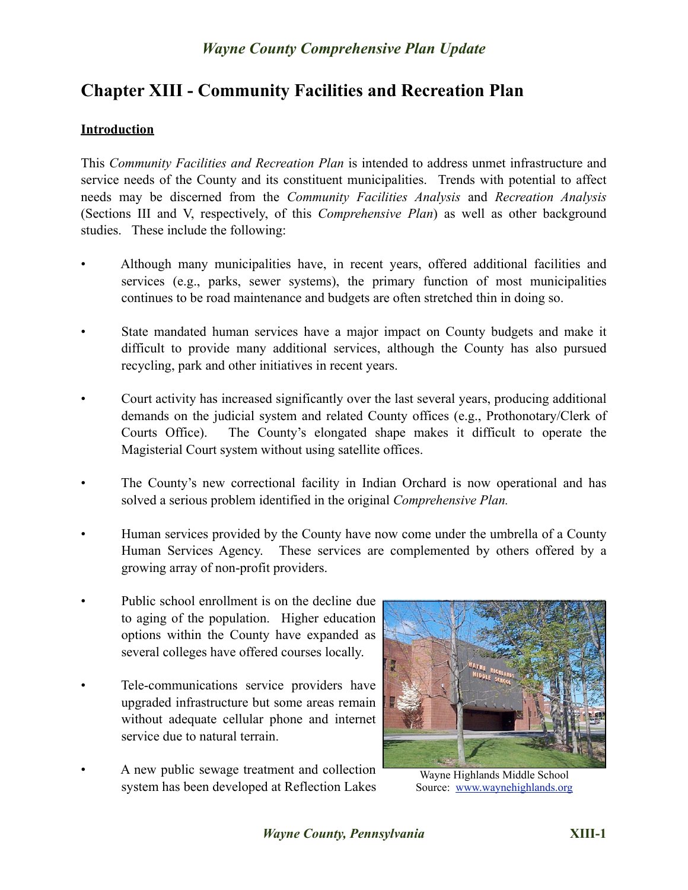# Chapter XIII - Community Facilities and Recreation Plan

## Introduction

This *Community Facilities and Recreation Plan* is intended to address unmet infrastructure and service needs of the County and its constituent municipalities. Trends with potential to affect needs may be discerned from the *Community Facilities Analysis* and *Recreation Analysis* (Sections III and V, respectively, of this *Comprehensive Plan*) as well as other background studies. These include the following:

- Although many municipalities have, in recent years, offered additional facilities and services (e.g., parks, sewer systems), the primary function of most municipalities continues to be road maintenance and budgets are often stretched thin in doing so.

- State mandated human services have a major impact on County budgets and make it difficult to provide many additional services, although the County has also pursued recycling, park and other initiatives in recent years.

- Court activity has increased significantly over the last several years, producing additional demands on the judicial system and related County offices (e.g., Prothonotary/Clerk of Courts Office). The County's elongated shape makes it difficult to operate the Magisterial Court system without using satellite offices.

- The County's new correctional facility in Indian Orchard is now operational and has solved a serious problem identified in the original *Comprehensive Plan.*

- Human services provided by the County have now come under the umbrella of a County Human Services Agency. These services are complemented by others offered by a growing array of non-profit providers.

- Public school enrollment is on the decline due to aging of the population. Higher education options within the County have expanded as several colleges have offered courses locally.

- Tele-communications service providers have upgraded infrastructure but some areas remain without adequate cellular phone and internet service due to natural terrain.

- A new public sewage treatment and collection system has been developed at Reflection Lakes

Wayne Highlands Middle School
Source: www.waynehighlands.org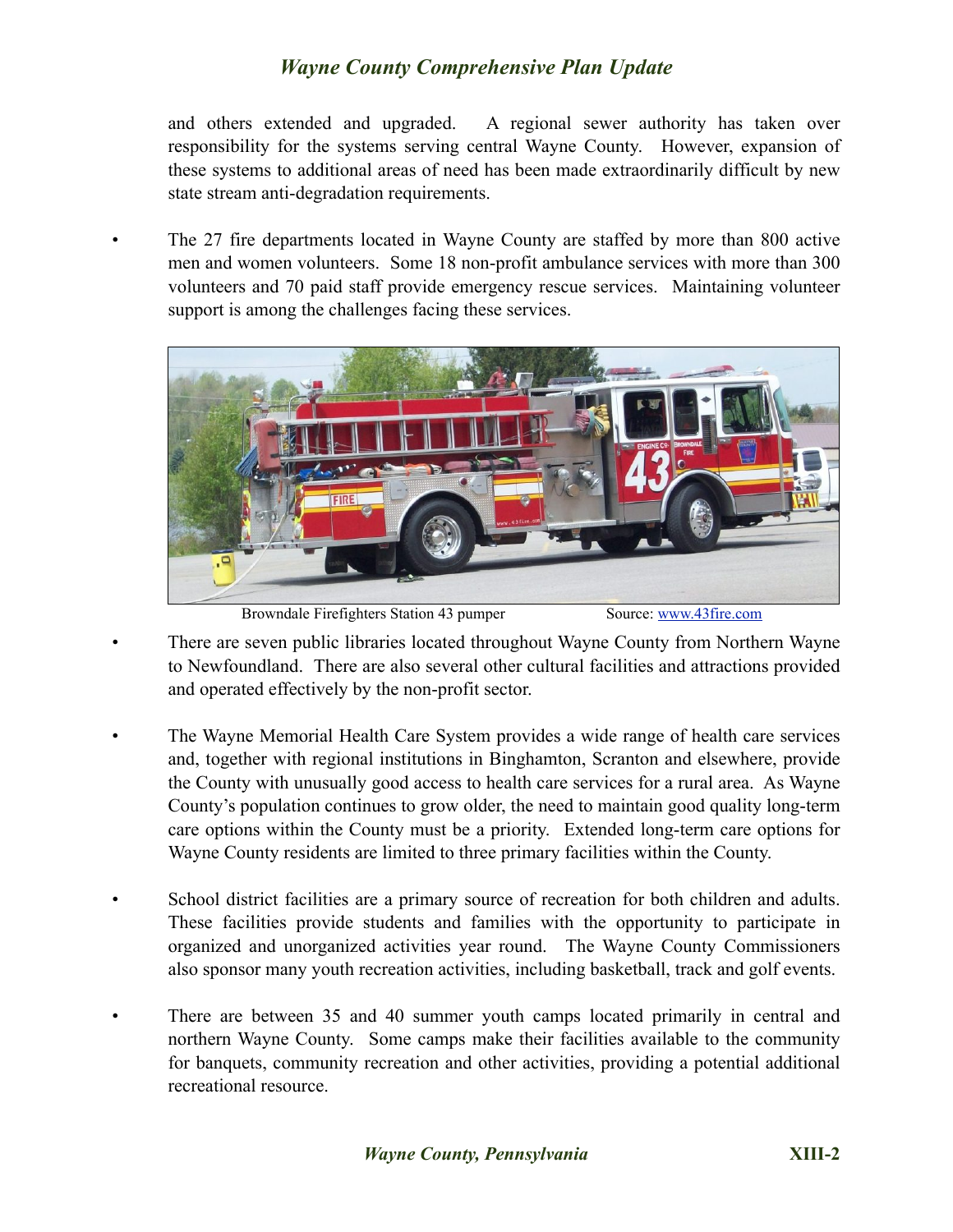and others extended and upgraded. A regional sewer authority has taken over responsibility for the systems serving central Wayne County. However, expansion of these systems to additional areas of need has been made extraordinarily difficult by new state stream anti-degradation requirements.

- The 27 fire departments located in Wayne County are staffed by more than 800 active men and women volunteers. Some 18 non-profit ambulance services with more than 300 volunteers and 70 paid staff provide emergency rescue services. Maintaining volunteer support is among the challenges facing these services.

Browndale Firefighters Station 43 pumper Source: www.43fire.com

- There are seven public libraries located throughout Wayne County from Northern Wayne to Newfoundland. There are also several other cultural facilities and attractions provided and operated effectively by the non-profit sector.

- The Wayne Memorial Health Care System provides a wide range of health care services and, together with regional institutions in Binghamton, Scranton and elsewhere, provide the County with unusually good access to health care services for a rural area. As Wayne County's population continues to grow older, the need to maintain good quality long-term care options within the County must be a priority. Extended long-term care options for Wayne County residents are limited to three primary facilities within the County.

- School district facilities are a primary source of recreation for both children and adults. These facilities provide students and families with the opportunity to participate in organized and unorganized activities year round. The Wayne County Commissioners also sponsor many youth recreation activities, including basketball, track and golf events.

- There are between 35 and 40 summer youth camps located primarily in central and northern Wayne County. Some camps make their facilities available to the community for banquets, community recreation and other activities, providing a potential additional recreational resource.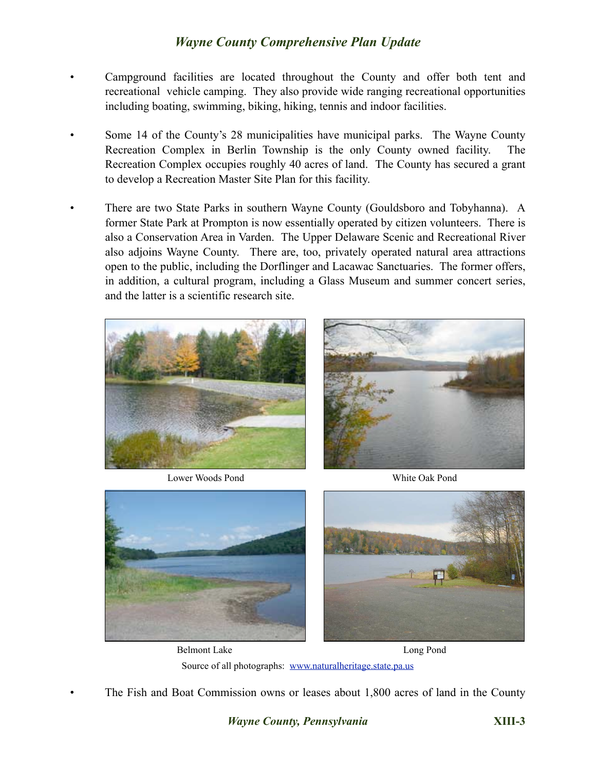- Campground facilities are located throughout the County and offer both tent and recreational vehicle camping. They also provide wide ranging recreational opportunities including boating, swimming, biking, hiking, tennis and indoor facilities.

- Some 14 of the County's 28 municipalities have municipal parks. The Wayne County Recreation Complex in Berlin Township is the only County owned facility. The Recreation Complex occupies roughly 40 acres of land. The County has secured a grant to develop a Recreation Master Site Plan for this facility.

- There are two State Parks in southern Wayne County (Gouldsboro and Tobyhanna). A former State Park at Prompton is now essentially operated by citizen volunteers. There is also a Conservation Area in Varden. The Upper Delaware Scenic and Recreational River also adjoins Wayne County. There are, too, privately operated natural area attractions open to the public, including the Dorflinger and Lacawac Sanctuaries. The former offers, in addition, a cultural program, including a Glass Museum and summer concert series, and the latter is a scientific research site.

Lower Woods Pond

White Oak Pond

Belmont Lake

Long Pond

Source of all photographs: [www.naturalheritage.state.pa.us](http://www.naturalheritage.state.pa.us)

- The Fish and Boat Commission owns or leases about 1,800 acres of land in the County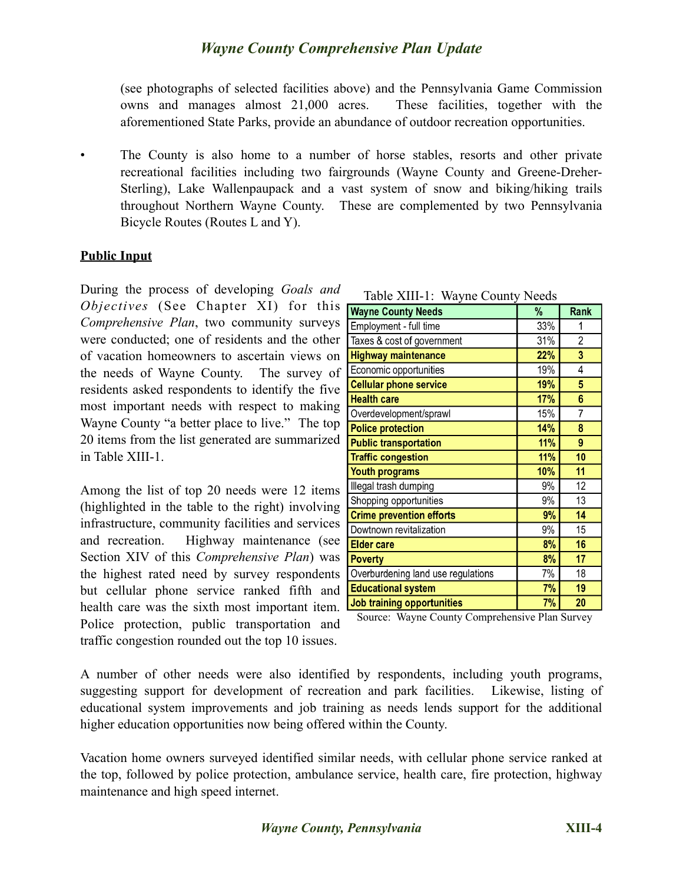(see photographs of selected facilities above) and the Pennsylvania Game Commission owns and manages almost 21,000 acres. These facilities, together with the aforementioned State Parks, provide an abundance of outdoor recreation opportunities.

- The County is also home to a number of horse stables, resorts and other private recreational facilities including two fairgrounds (Wayne County and Greene-Dreher-Sterling), Lake Wallenpaupack and a vast system of snow and biking/hiking trails throughout Northern Wayne County. These are complemented by two Pennsylvania Bicycle Routes (Routes L and Y).

**Public Input**

During the process of developing *Goals and Objectives* (See Chapter XI) for this *Comprehensive Plan*, two community surveys were conducted; one of residents and the other of vacation homeowners to ascertain views on the needs of Wayne County. The survey of residents asked respondents to identify the five most important needs with respect to making Wayne County "a better place to live." The top 20 items from the list generated are summarized in Table XIII-1.

Among the list of top 20 needs were 12 items (highlighted in the table to the right) involving infrastructure, community facilities and services and recreation. Highway maintenance (see Section XIV of this *Comprehensive Plan*) was the highest rated need by survey respondents but cellular phone service ranked fifth and health care was the sixth most important item. Police protection, public transportation and traffic congestion rounded out the top 10 issues.

Table XIII-1: Wayne County Needs

| Wayne County Needs | % | Rank |
|---|---|---|
| Employment - full time | 33% | 1 |
| Taxes & cost of government | 31% | 2 |
| **Highway maintenance** | **22%** | **3** |
| Economic opportunities | 19% | 4 |
| **Cellular phone service** | **19%** | **5** |
| **Health care** | **17%** | **6** |
| Overdevelopment/sprawl | 15% | 7 |
| **Police protection** | **14%** | **8** |
| **Public transportation** | **11%** | **9** |
| **Traffic congestion** | **11%** | **10** |
| **Youth programs** | **10%** | **11** |
| Illegal trash dumping | 9% | 12 |
| Shopping opportunities | 9% | 13 |
| **Crime prevention efforts** | **9%** | **14** |
| Dowtown revitalization | 9% | 15 |
| **Elder care** | **8%** | **16** |
| **Poverty** | **8%** | **17** |
| Overburdening land use regulations | 7% | 18 |
| **Educational system** | **7%** | **19** |
| **Job training opportunities** | **7%** | **20** |

Source: Wayne County Comprehensive Plan Survey

A number of other needs were also identified by respondents, including youth programs, suggesting support for development of recreation and park facilities. Likewise, listing of educational system improvements and job training as needs lends support for the additional higher education opportunities now being offered within the County.

Vacation home owners surveyed identified similar needs, with cellular phone service ranked at the top, followed by police protection, ambulance service, health care, fire protection, highway maintenance and high speed internet.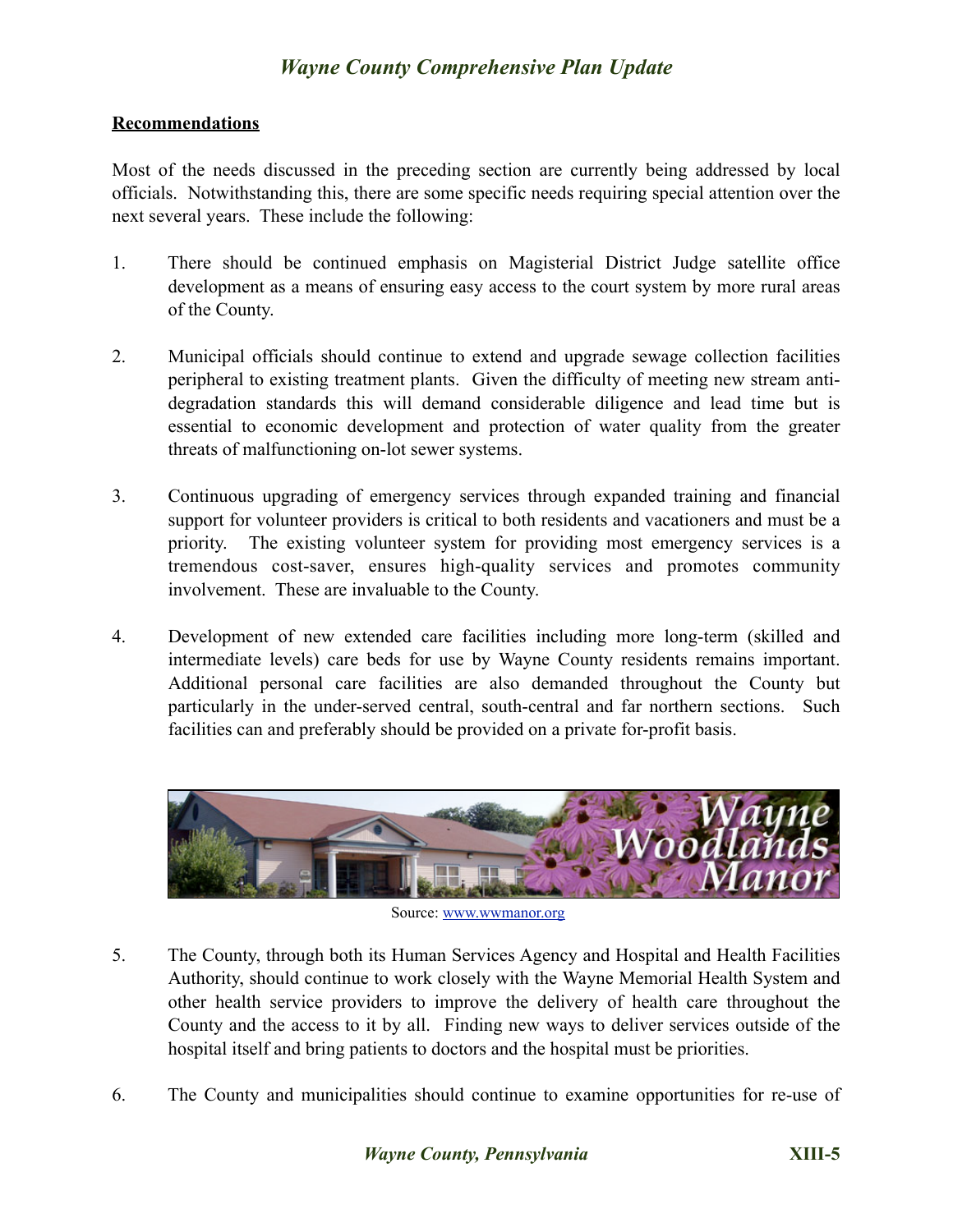## Recommendations

Most of the needs discussed in the preceding section are currently being addressed by local officials. Notwithstanding this, there are some specific needs requiring special attention over the next several years. These include the following:

1. There should be continued emphasis on Magisterial District Judge satellite office development as a means of ensuring easy access to the court system by more rural areas of the County.

2. Municipal officials should continue to extend and upgrade sewage collection facilities peripheral to existing treatment plants. Given the difficulty of meeting new stream anti-degradation standards this will demand considerable diligence and lead time but is essential to economic development and protection of water quality from the greater threats of malfunctioning on-lot sewer systems.

3. Continuous upgrading of emergency services through expanded training and financial support for volunteer providers is critical to both residents and vacationers and must be a priority. The existing volunteer system for providing most emergency services is a tremendous cost-saver, ensures high-quality services and promotes community involvement. These are invaluable to the County.

4. Development of new extended care facilities including more long-term (skilled and intermediate levels) care beds for use by Wayne County residents remains important. Additional personal care facilities are also demanded throughout the County but particularly in the under-served central, south-central and far northern sections. Such facilities can and preferably should be provided on a private for-profit basis.

Source: www.wwmanor.org

5. The County, through both its Human Services Agency and Hospital and Health Facilities Authority, should continue to work closely with the Wayne Memorial Health System and other health service providers to improve the delivery of health care throughout the County and the access to it by all. Finding new ways to deliver services outside of the hospital itself and bring patients to doctors and the hospital must be priorities.

6. The County and municipalities should continue to examine opportunities for re-use of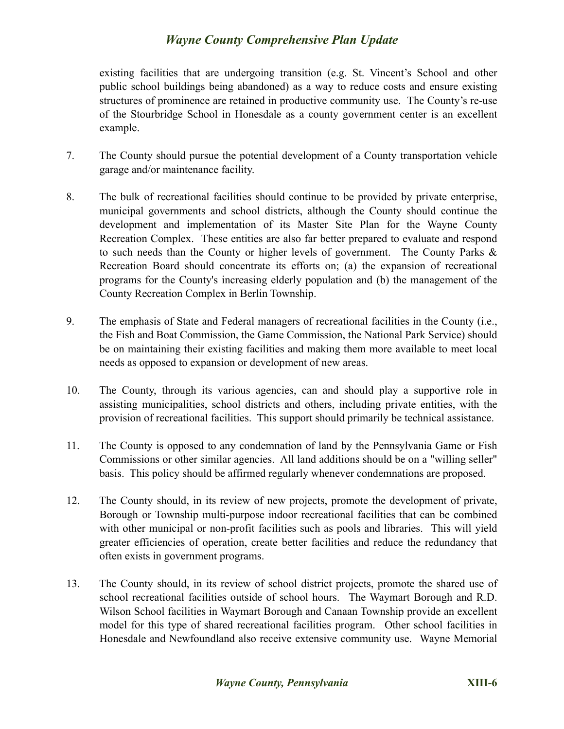existing facilities that are undergoing transition (e.g. St. Vincent's School and other public school buildings being abandoned) as a way to reduce costs and ensure existing structures of prominence are retained in productive community use. The County's re-use of the Stourbridge School in Honesdale as a county government center is an excellent example.

7. The County should pursue the potential development of a County transportation vehicle garage and/or maintenance facility.

8. The bulk of recreational facilities should continue to be provided by private enterprise, municipal governments and school districts, although the County should continue the development and implementation of its Master Site Plan for the Wayne County Recreation Complex. These entities are also far better prepared to evaluate and respond to such needs than the County or higher levels of government. The County Parks & Recreation Board should concentrate its efforts on; (a) the expansion of recreational programs for the County's increasing elderly population and (b) the management of the County Recreation Complex in Berlin Township.

9. The emphasis of State and Federal managers of recreational facilities in the County (i.e., the Fish and Boat Commission, the Game Commission, the National Park Service) should be on maintaining their existing facilities and making them more available to meet local needs as opposed to expansion or development of new areas.

10. The County, through its various agencies, can and should play a supportive role in assisting municipalities, school districts and others, including private entities, with the provision of recreational facilities. This support should primarily be technical assistance.

11. The County is opposed to any condemnation of land by the Pennsylvania Game or Fish Commissions or other similar agencies. All land additions should be on a "willing seller" basis. This policy should be affirmed regularly whenever condemnations are proposed.

12. The County should, in its review of new projects, promote the development of private, Borough or Township multi-purpose indoor recreational facilities that can be combined with other municipal or non-profit facilities such as pools and libraries. This will yield greater efficiencies of operation, create better facilities and reduce the redundancy that often exists in government programs.

13. The County should, in its review of school district projects, promote the shared use of school recreational facilities outside of school hours. The Waymart Borough and R.D. Wilson School facilities in Waymart Borough and Canaan Township provide an excellent model for this type of shared recreational facilities program. Other school facilities in Honesdale and Newfoundland also receive extensive community use. Wayne Memorial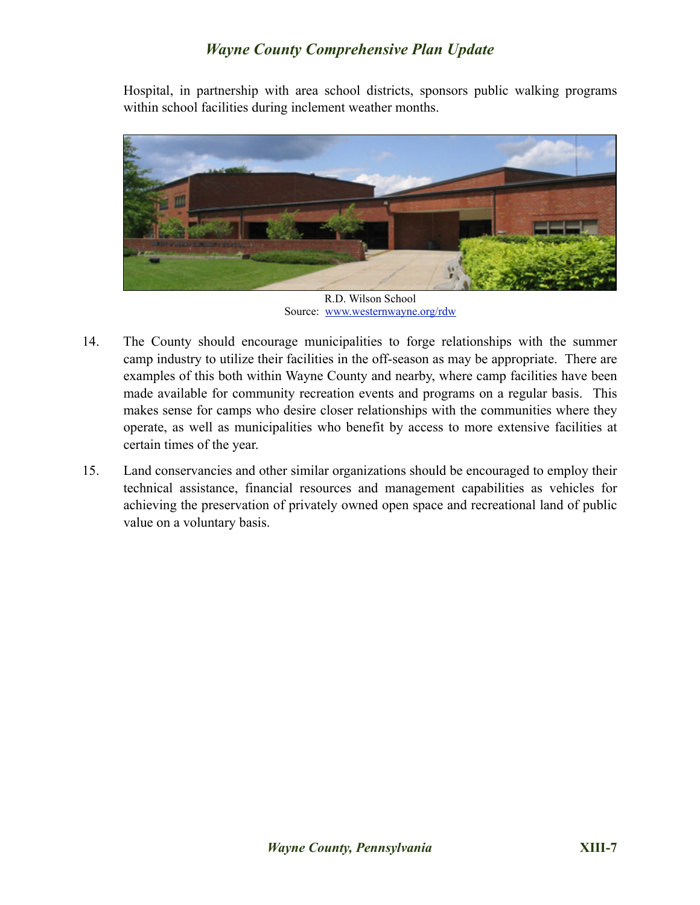Hospital, in partnership with area school districts, sponsors public walking programs within school facilities during inclement weather months.

R.D. Wilson School
Source: www.westernwayne.org/rdw

14. The County should encourage municipalities to forge relationships with the summer camp industry to utilize their facilities in the off-season as may be appropriate. There are examples of this both within Wayne County and nearby, where camp facilities have been made available for community recreation events and programs on a regular basis. This makes sense for camps who desire closer relationships with the communities where they operate, as well as municipalities who benefit by access to more extensive facilities at certain times of the year.

15. Land conservancies and other similar organizations should be encouraged to employ their technical assistance, financial resources and management capabilities as vehicles for achieving the preservation of privately owned open space and recreational land of public value on a voluntary basis.